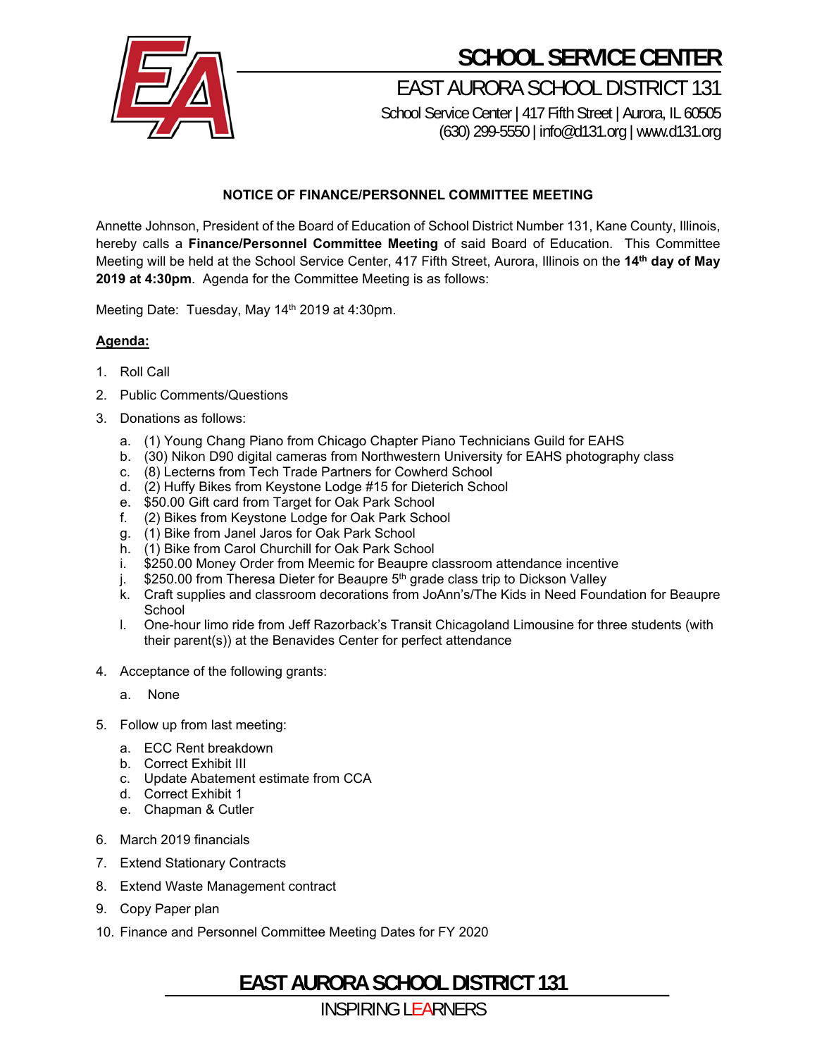# SCHOOL SERVICE CENTER

## EAST AURORA SCHOOL DISTRICT 131

School Service Center | 417 Fifth Street | Aurora, IL 60505
(630) 299-5550 | info@d131.org | www.d131.org

**NOTICE OF FINANCE/PERSONNEL COMMITTEE MEETING**

Annette Johnson, President of the Board of Education of School District Number 131, Kane County, Illinois, hereby calls a **Finance/Personnel Committee Meeting** of said Board of Education. This Committee Meeting will be held at the School Service Center, 417 Fifth Street, Aurora, Illinois on the **14th day of May 2019 at 4:30pm**. Agenda for the Committee Meeting is as follows:

Meeting Date: Tuesday, May 14th 2019 at 4:30pm.

**Agenda:**

1. Roll Call
2. Public Comments/Questions
3. Donations as follows:
   a. (1) Young Chang Piano from Chicago Chapter Piano Technicians Guild for EAHS
   b. (30) Nikon D90 digital cameras from Northwestern University for EAHS photography class
   c. (8) Lecterns from Tech Trade Partners for Cowherd School
   d. (2) Huffy Bikes from Keystone Lodge #15 for Dieterich School
   e. $50.00 Gift card from Target for Oak Park School
   f. (2) Bikes from Keystone Lodge for Oak Park School
   g. (1) Bike from Janel Jaros for Oak Park School
   h. (1) Bike from Carol Churchill for Oak Park School
   i. $250.00 Money Order from Meemic for Beaupre classroom attendance incentive
   j. $250.00 from Theresa Dieter for Beaupre 5th grade class trip to Dickson Valley
   k. Craft supplies and classroom decorations from JoAnn's/The Kids in Need Foundation for Beaupre School
   l. One-hour limo ride from Jeff Razorback's Transit Chicagoland Limousine for three students (with their parent(s)) at the Benavides Center for perfect attendance
4. Acceptance of the following grants:
   a. None
5. Follow up from last meeting:
   a. ECC Rent breakdown
   b. Correct Exhibit III
   c. Update Abatement estimate from CCA
   d. Correct Exhibit 1
   e. Chapman & Cutler
6. March 2019 financials
7. Extend Stationary Contracts
8. Extend Waste Management contract
9. Copy Paper plan
10. Finance and Personnel Committee Meeting Dates for FY 2020

**EAST AURORA SCHOOL DISTRICT 131**

INSPIRING LEARNERS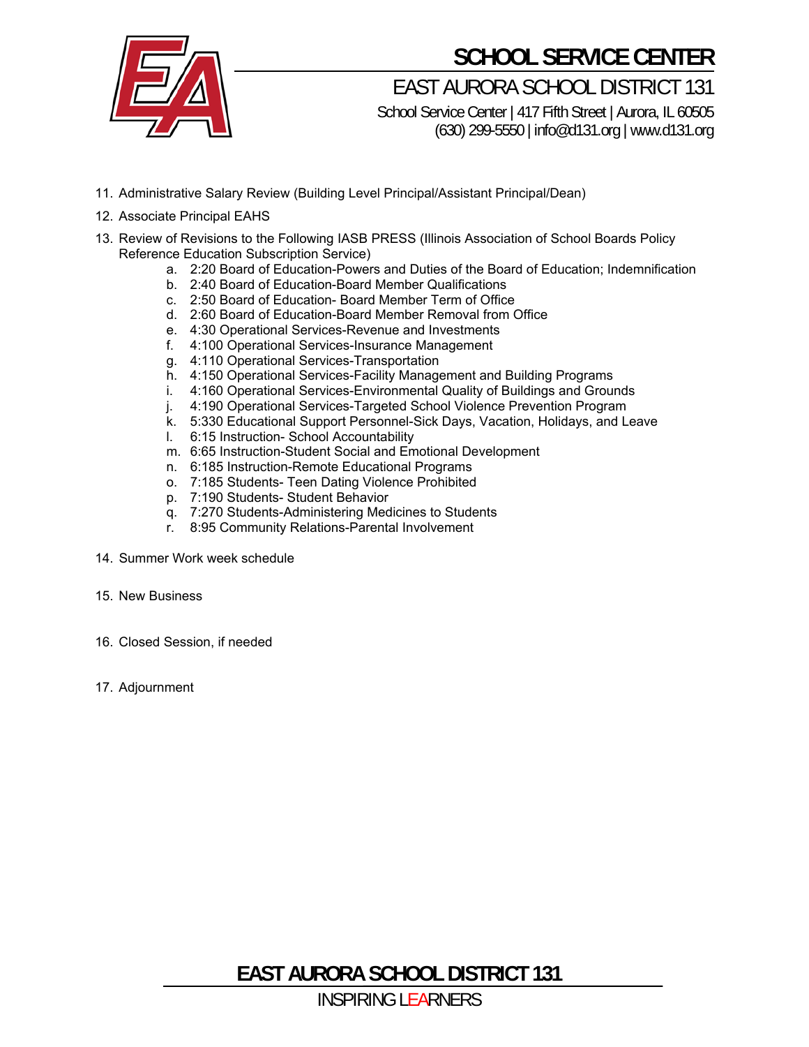11. Administrative Salary Review (Building Level Principal/Assistant Principal/Dean)
12. Associate Principal EAHS
13. Review of Revisions to the Following IASB PRESS (Illinois Association of School Boards Policy Reference Education Subscription Service)
    a. 2:20 Board of Education-Powers and Duties of the Board of Education; Indemnification
    b. 2:40 Board of Education-Board Member Qualifications
    c. 2:50 Board of Education- Board Member Term of Office
    d. 2:60 Board of Education-Board Member Removal from Office
    e. 4:30 Operational Services-Revenue and Investments
    f. 4:100 Operational Services-Insurance Management
    g. 4:110 Operational Services-Transportation
    h. 4:150 Operational Services-Facility Management and Building Programs
    i. 4:160 Operational Services-Environmental Quality of Buildings and Grounds
    j. 4:190 Operational Services-Targeted School Violence Prevention Program
    k. 5:330 Educational Support Personnel-Sick Days, Vacation, Holidays, and Leave
    l. 6:15 Instruction- School Accountability
    m. 6:65 Instruction-Student Social and Emotional Development
    n. 6:185 Instruction-Remote Educational Programs
    o. 7:185 Students- Teen Dating Violence Prohibited
    p. 7:190 Students- Student Behavior
    q. 7:270 Students-Administering Medicines to Students
    r. 8:95 Community Relations-Parental Involvement
14. Summer Work week schedule
15. New Business
16. Closed Session, if needed
17. Adjournment